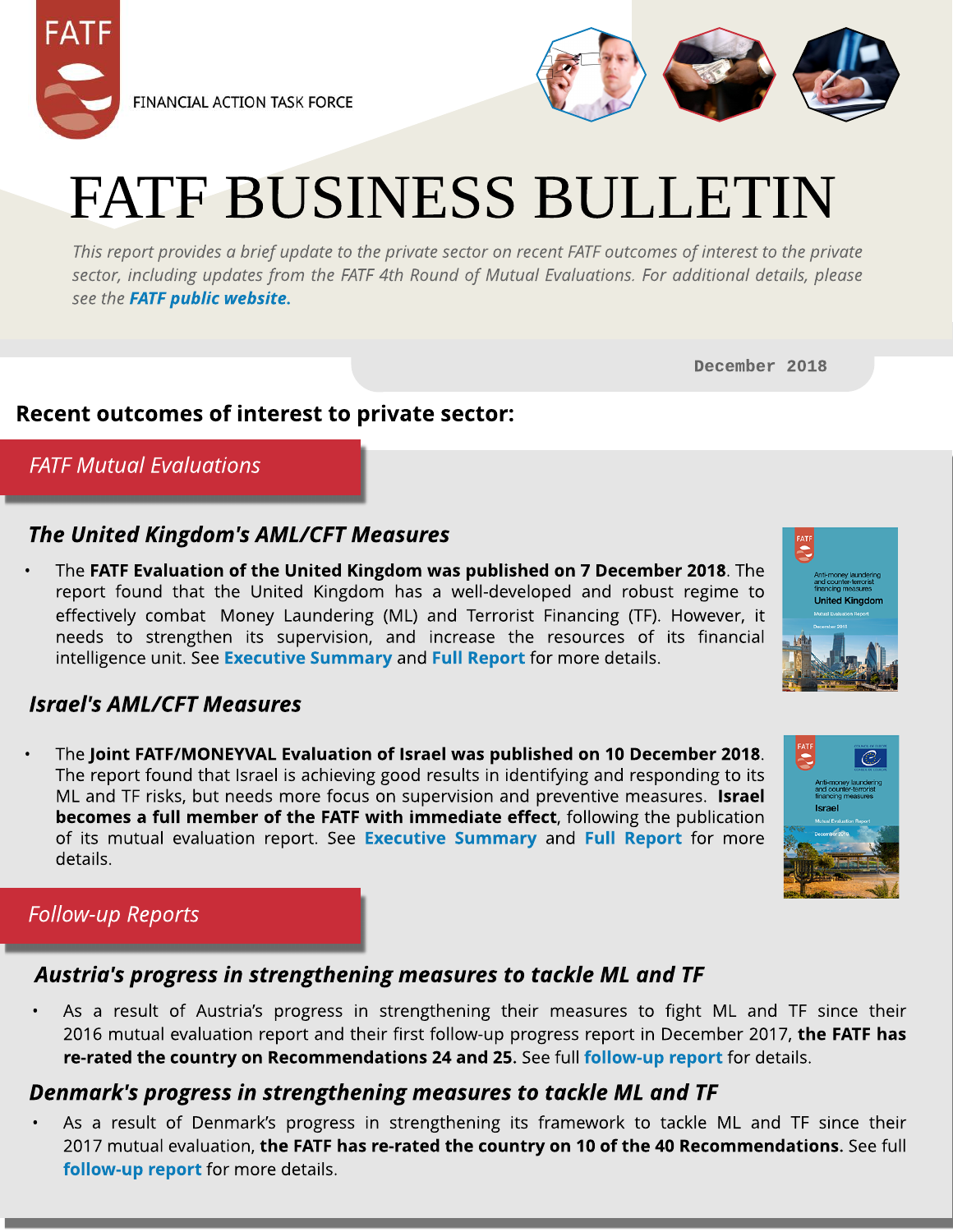FINANCIAL ACTION TASK FORCE

# FATF BUSINESS BULLETIN

*This report provides a brief update to the private sector on recent FATF outcomes of interest to the private sector, including updates from the FATF 4th Round of Mutual Evaluations. For additional details, please see the* ***FATF public website.***

December 2018

## Recent outcomes of interest to private sector:

### *FATF Mutual Evaluations*

#### *The United Kingdom's AML/CFT Measures*

- The **FATF Evaluation of the United Kingdom was published on 7 December 2018**. The report found that the United Kingdom has a well-developed and robust regime to effectively combat Money Laundering (ML) and Terrorist Financing (TF). However, it needs to strengthen its supervision, and increase the resources of its financial intelligence unit. See **Executive Summary** and **Full Report** for more details.

#### *Israel's AML/CFT Measures*

- The **Joint FATF/MONEYVAL Evaluation of Israel was published on 10 December 2018**. The report found that Israel is achieving good results in identifying and responding to its ML and TF risks, but needs more focus on supervision and preventive measures. **Israel becomes a full member of the FATF with immediate effect**, following the publication of its mutual evaluation report. See **Executive Summary** and **Full Report** for more details.

### *Follow-up Reports*

#### *Austria's progress in strengthening measures to tackle ML and TF*

- As a result of Austria's progress in strengthening their measures to fight ML and TF since their 2016 mutual evaluation report and their first follow-up progress report in December 2017, **the FATF has re-rated the country on Recommendations 24 and 25**. See full **follow-up report** for details.

#### *Denmark's progress in strengthening measures to tackle ML and TF*

- As a result of Denmark's progress in strengthening its framework to tackle ML and TF since their 2017 mutual evaluation, **the FATF has re-rated the country on 10 of the 40 Recommendations.** See full **follow-up report** for more details.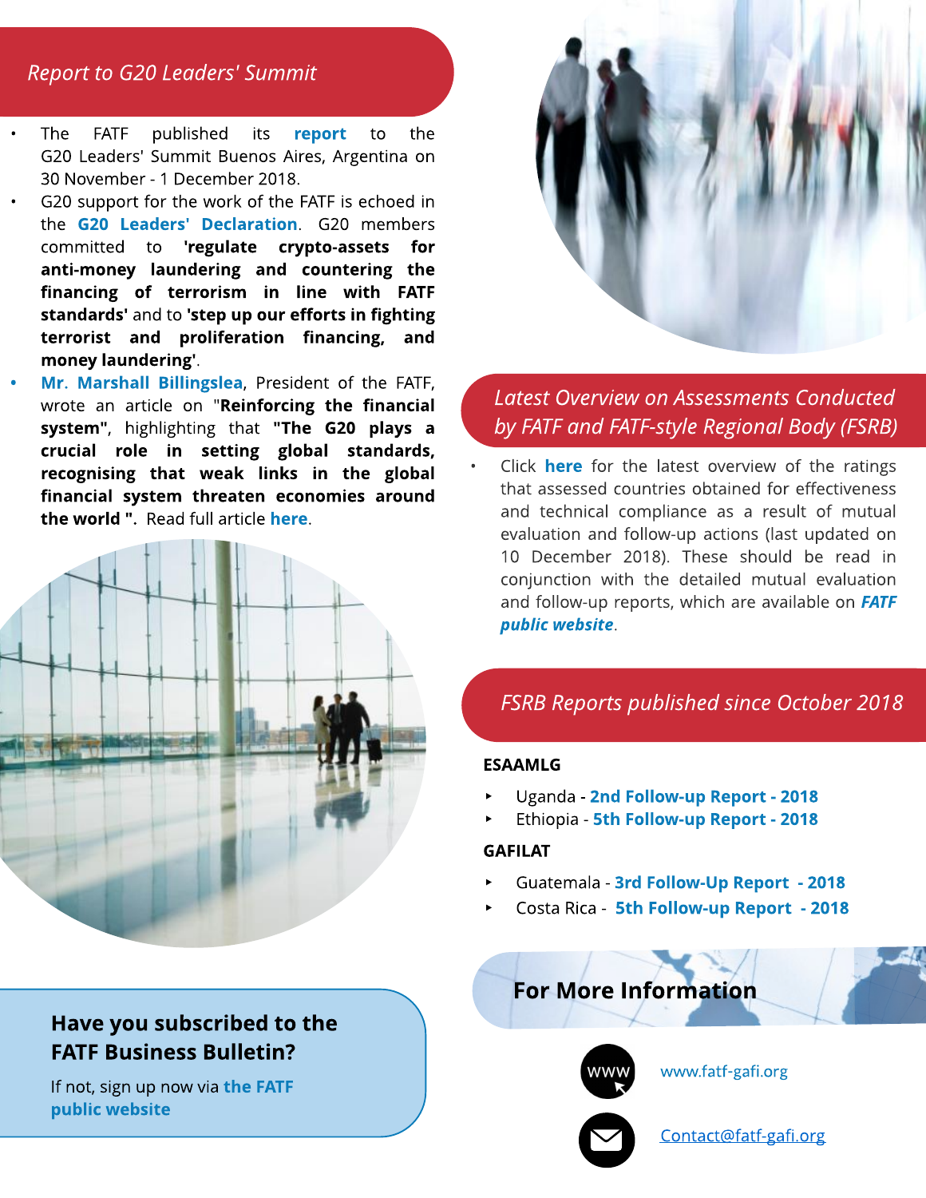## *Report to G20 Leaders' Summit*

- The FATF published its **report** to the G20 Leaders' Summit Buenos Aires, Argentina on 30 November - 1 December 2018.
- G20 support for the work of the FATF is echoed in the **G20 Leaders' Declaration**. G20 members committed to **'regulate crypto-assets for anti-money laundering and countering the financing of terrorism in line with FATF standards'** and to **'step up our efforts in fighting terrorist and proliferation financing, and money laundering'**.
- **Mr. Marshall Billingslea**, President of the FATF, wrote an article on "**Reinforcing the financial system**", highlighting that **"The G20 plays a crucial role in setting global standards, recognising that weak links in the global financial system threaten economies around the world ".** Read full article **here**.

## Have you subscribed to the FATF Business Bulletin?

If not, sign up now via **the FATF public website**

## *Latest Overview on Assessments Conducted by FATF and FATF-style Regional Body (FSRB)*

- Click **here** for the latest overview of the ratings that assessed countries obtained for effectiveness and technical compliance as a result of mutual evaluation and follow-up actions (last updated on 10 December 2018). These should be read in conjunction with the detailed mutual evaluation and follow-up reports, which are available on ***FATF public website***.

## *FSRB Reports published since October 2018*

**ESAAMLG**

- Uganda - **2nd Follow-up Report - 2018**
- Ethiopia - **5th Follow-up Report - 2018**

**GAFILAT**

- Guatemala - **3rd Follow-Up Report - 2018**
- Costa Rica - **5th Follow-up Report - 2018**

## For More Information

www.fatf-gafi.org

Contact@fatf-gafi.org